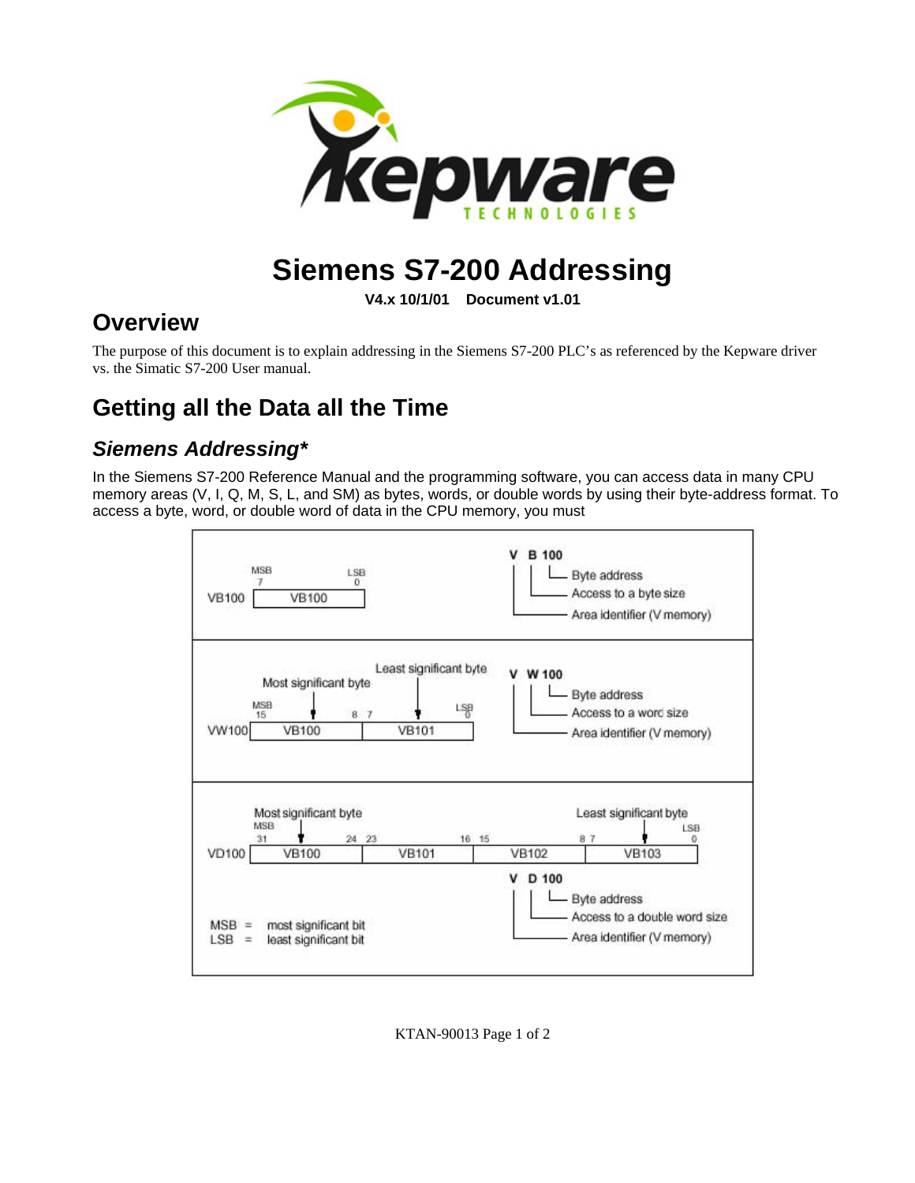# Siemens S7-200 Addressing

**V4.x 10/1/01 Document v1.01**

## Overview

The purpose of this document is to explain addressing in the Siemens S7-200 PLC's as referenced by the Kepware driver vs. the Simatic S7-200 User manual.

## Getting all the Data all the Time

### *Siemens Addressing**

In the Siemens S7-200 Reference Manual and the programming software, you can access data in many CPU memory areas (V, I, Q, M, S, L, and SM) as bytes, words, or double words by using their byte-address format. To access a byte, word, or double word of data in the CPU memory, you must

**VB100**: VB100 (MSB 7 … LSB 0)

V B 100
- 100 — Byte address
- B — Access to a byte size
- V — Area identifier (V memory)

**VW100**: VB100 (Most significant byte, MSB 15 … 8) | VB101 (Least significant byte, 7 … LSB 0)

V W 100
- 100 — Byte address
- W — Access to a word size
- V — Area identifier (V memory)

**VD100**: VB100 (Most significant byte, MSB 31 … 24) | VB101 (23 … 16) | VB102 (15 … 8) | VB103 (Least significant byte, 7 … LSB 0)

V D 100
- 100 — Byte address
- D — Access to a double word size
- V — Area identifier (V memory)

MSB = most significant bit
LSB = least significant bit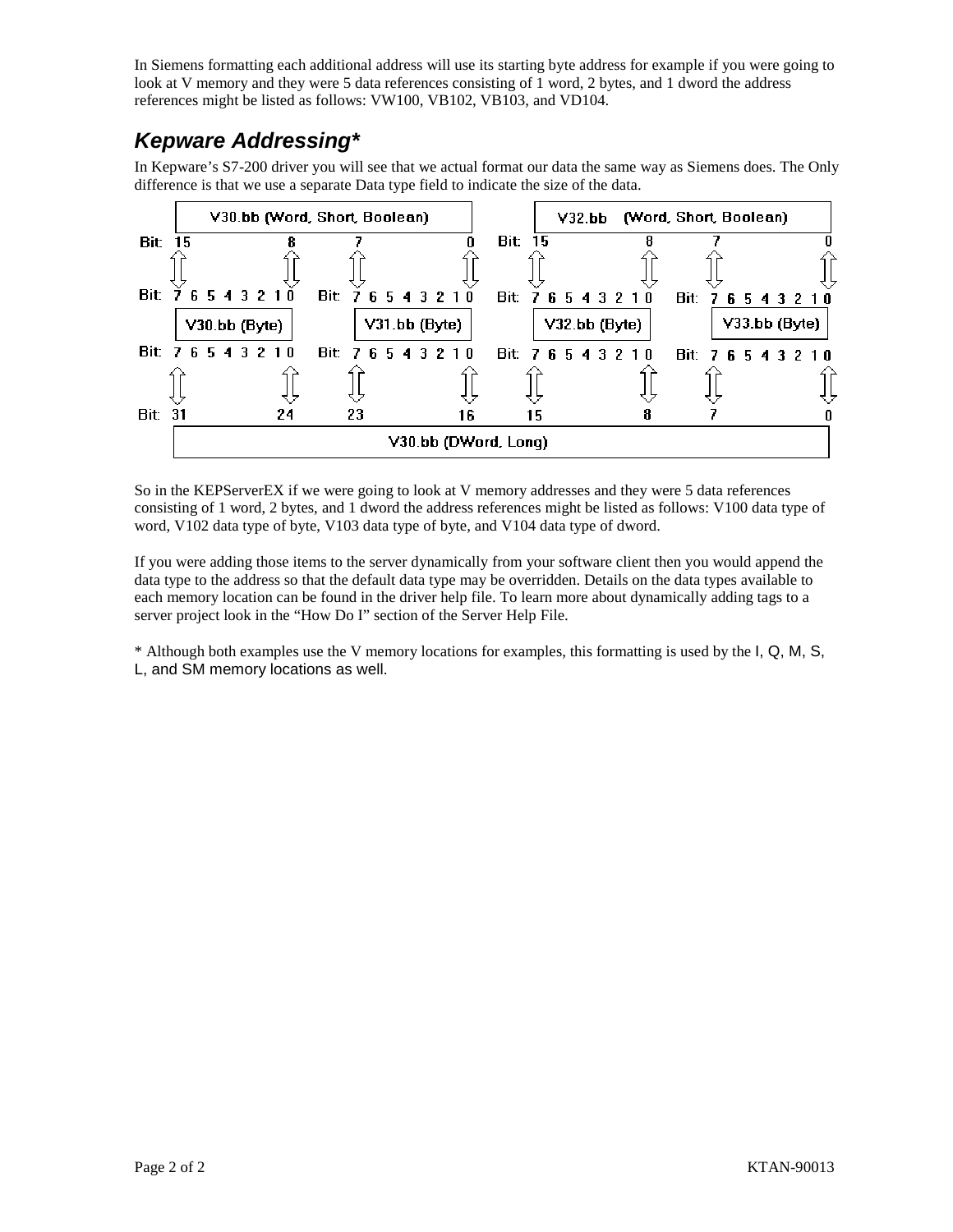In Siemens formatting each additional address will use its starting byte address for example if you were going to look at V memory and they were 5 data references consisting of 1 word, 2 bytes, and 1 dword the address references might be listed as follows: VW100, VB102, VB103, and VD104.

## *Kepware Addressing**

In Kepware's S7-200 driver you will see that we actual format our data the same way as Siemens does. The Only difference is that we use a separate Data type field to indicate the size of the data.

V30.bb (Word, Short, Boolean)

V32.bb (Word, Short, Boolean)

Bit: 15 8 7 0 Bit: 15 8 7 0

Bit: 7 6 5 4 3 2 1 0 Bit: 7 6 5 4 3 2 1 0 Bit: 7 6 5 4 3 2 1 0 Bit: 7 6 5 4 3 2 1 0

V30.bb (Byte) V31.bb (Byte) V32.bb (Byte) V33.bb (Byte)

Bit: 7 6 5 4 3 2 1 0 Bit: 7 6 5 4 3 2 1 0 Bit: 7 6 5 4 3 2 1 0 Bit: 7 6 5 4 3 2 1 0

Bit: 31 24 23 16 15 8 7 0

V30.bb (DWord, Long)

So in the KEPServerEX if we were going to look at V memory addresses and they were 5 data references consisting of 1 word, 2 bytes, and 1 dword the address references might be listed as follows: V100 data type of word, V102 data type of byte, V103 data type of byte, and V104 data type of dword.

If you were adding those items to the server dynamically from your software client then you would append the data type to the address so that the default data type may be overridden. Details on the data types available to each memory location can be found in the driver help file. To learn more about dynamically adding tags to a server project look in the "How Do I" section of the Server Help File.

* Although both examples use the V memory locations for examples, this formatting is used by the I, Q, M, S, L, and SM memory locations as well.